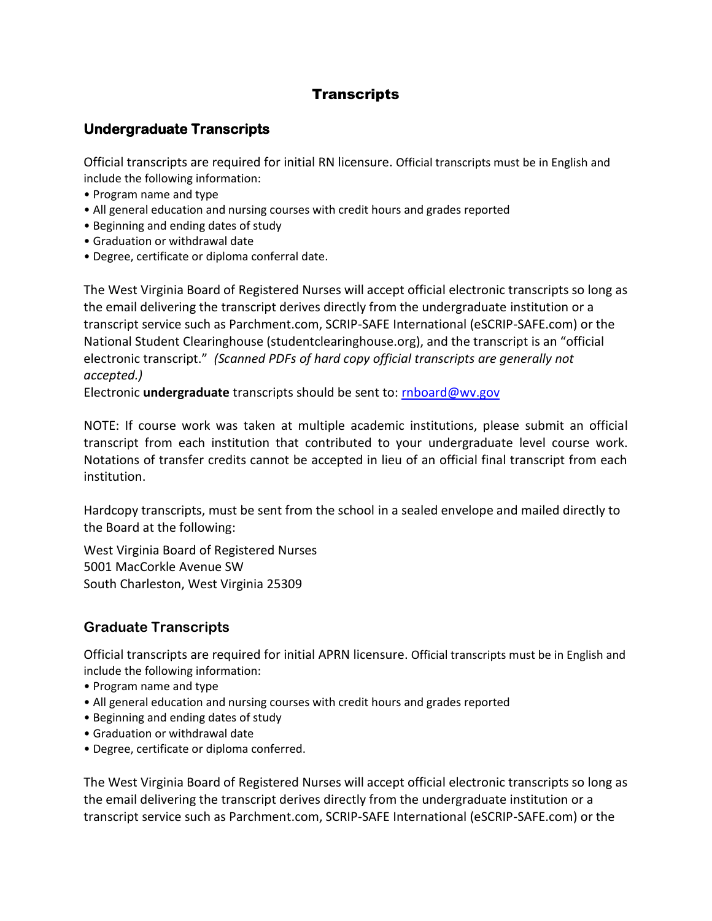# Transcripts

## Undergraduate Transcripts

Official transcripts are required for initial RN licensure. Official transcripts must be in English and include the following information:

- Program name and type
- All general education and nursing courses with credit hours and grades reported
- Beginning and ending dates of study
- Graduation or withdrawal date
- Degree, certificate or diploma conferral date.

The West Virginia Board of Registered Nurses will accept official electronic transcripts so long as the email delivering the transcript derives directly from the undergraduate institution or a transcript service such as Parchment.com, SCRIP-SAFE International (eSCRIP-SAFE.com) or the National Student Clearinghouse (studentclearinghouse.org), and the transcript is an "official electronic transcript." *(Scanned PDFs of hard copy official transcripts are generally not accepted.)*

Electronic **undergraduate** transcripts should be sent to: rnboard@wv.gov

NOTE: If course work was taken at multiple academic institutions, please submit an official transcript from each institution that contributed to your undergraduate level course work. Notations of transfer credits cannot be accepted in lieu of an official final transcript from each institution.

Hardcopy transcripts, must be sent from the school in a sealed envelope and mailed directly to the Board at the following:

West Virginia Board of Registered Nurses
5001 MacCorkle Avenue SW
South Charleston, West Virginia 25309

## Graduate Transcripts

Official transcripts are required for initial APRN licensure. Official transcripts must be in English and include the following information:

- Program name and type
- All general education and nursing courses with credit hours and grades reported
- Beginning and ending dates of study
- Graduation or withdrawal date
- Degree, certificate or diploma conferred.

The West Virginia Board of Registered Nurses will accept official electronic transcripts so long as the email delivering the transcript derives directly from the undergraduate institution or a transcript service such as Parchment.com, SCRIP-SAFE International (eSCRIP-SAFE.com) or the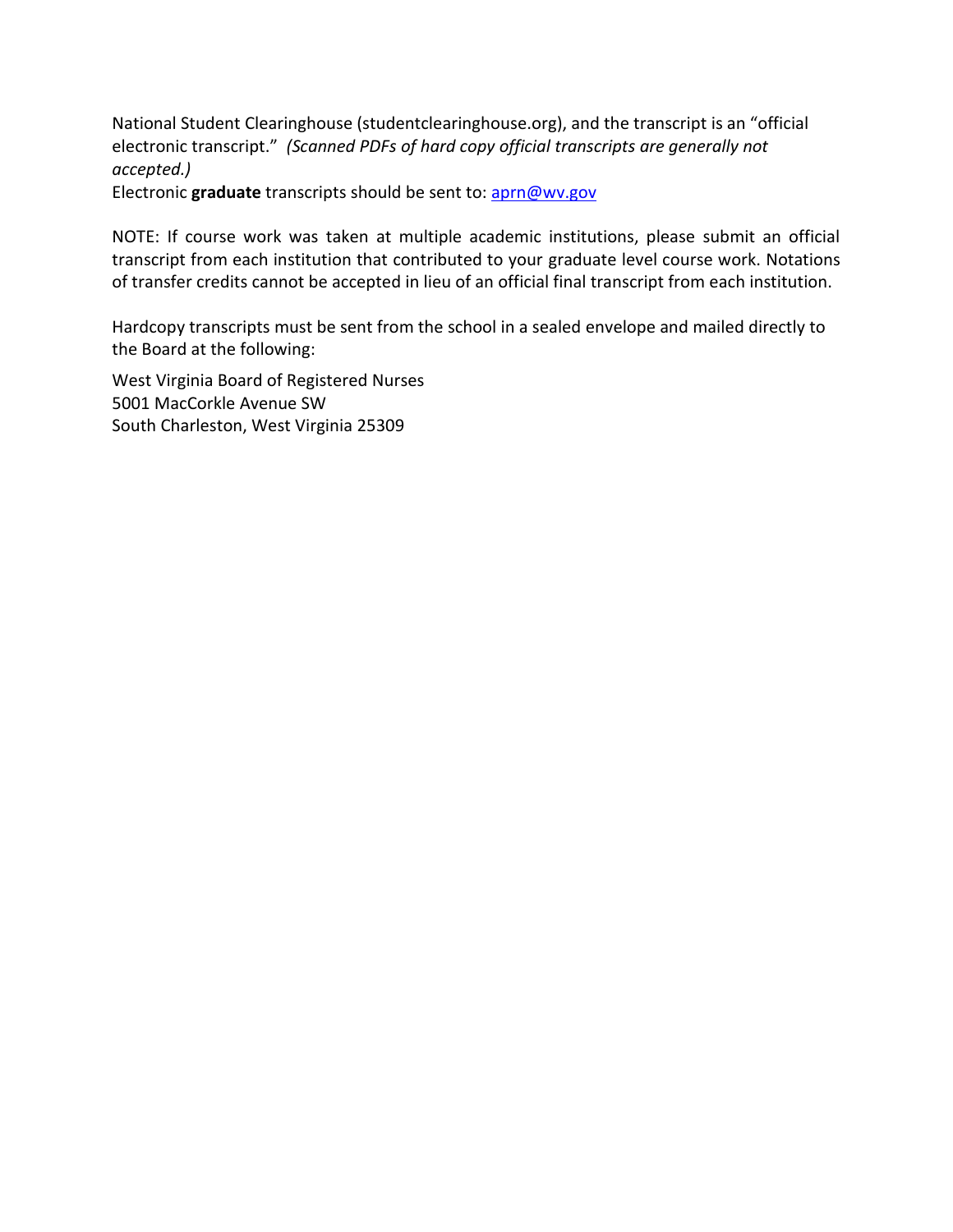National Student Clearinghouse (studentclearinghouse.org), and the transcript is an "official electronic transcript." *(Scanned PDFs of hard copy official transcripts are generally not accepted.)*
Electronic **graduate** transcripts should be sent to: aprn@wv.gov

NOTE: If course work was taken at multiple academic institutions, please submit an official transcript from each institution that contributed to your graduate level course work. Notations of transfer credits cannot be accepted in lieu of an official final transcript from each institution.

Hardcopy transcripts must be sent from the school in a sealed envelope and mailed directly to the Board at the following:

West Virginia Board of Registered Nurses
5001 MacCorkle Avenue SW
South Charleston, West Virginia 25309